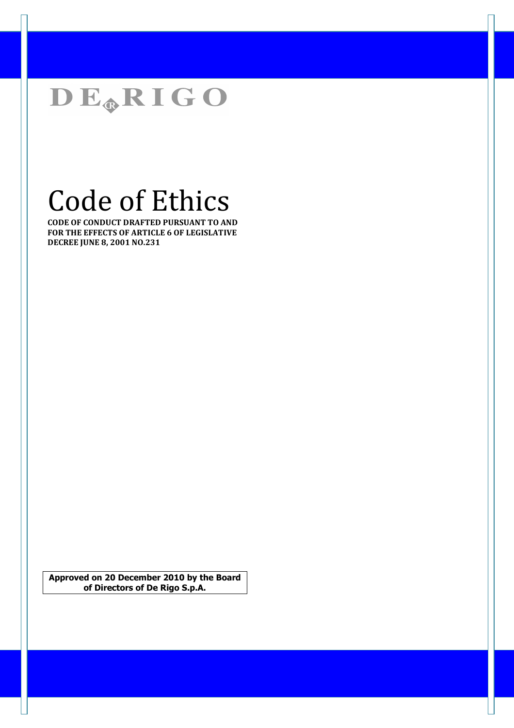DE RIGO

# Code of Ethics

**CODE OF CONDUCT DRAFTED PURSUANT TO AND FOR THE EFFECTS OF ARTICLE 6 OF LEGISLATIVE DECREE JUNE 8, 2001 NO.231**

**Approved on 20 December 2010 by the Board of Directors of De Rigo S.p.A.**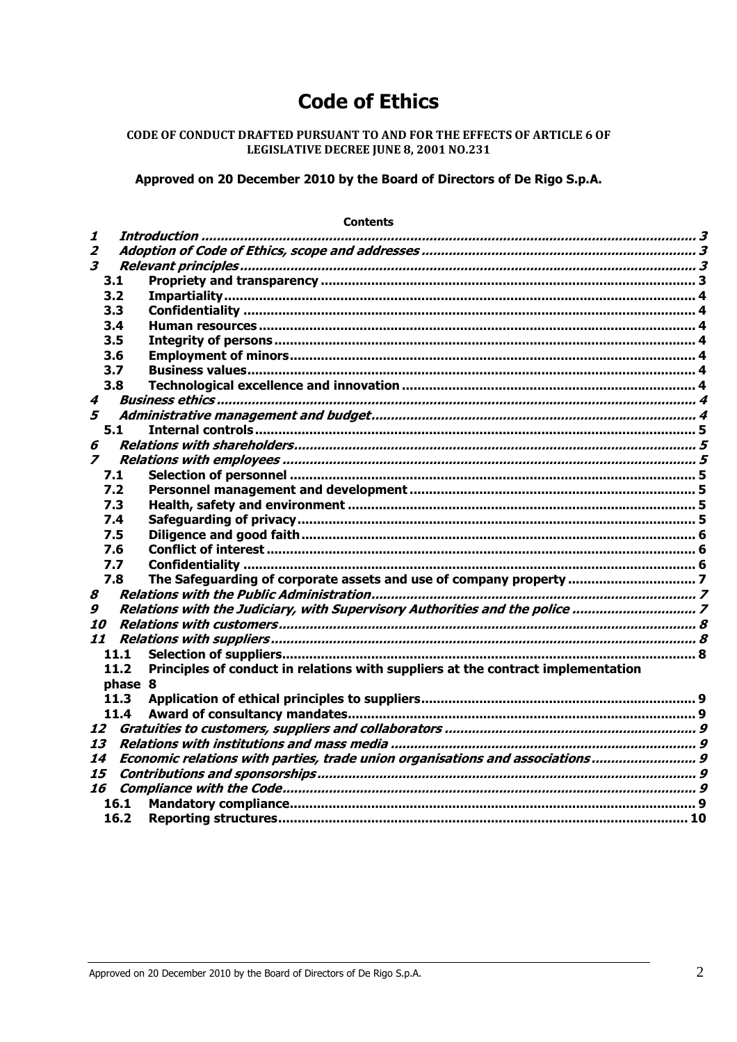# Code of Ethics

**CODE OF CONDUCT DRAFTED PURSUANT TO AND FOR THE EFFECTS OF ARTICLE 6 OF LEGISLATIVE DECREE JUNE 8, 2001 NO.231**

**Approved on 20 December 2010 by the Board of Directors of De Rigo S.p.A.**

**Contents**

- *1 Introduction* ... 3
- *2 Adoption of Code of Ethics, scope and addresses* ... 3
- *3 Relevant principles* ... 3
  - 3.1 Propriety and transparency ... 3
  - 3.2 Impartiality ... 4
  - 3.3 Confidentiality ... 4
  - 3.4 Human resources ... 4
  - 3.5 Integrity of persons ... 4
  - 3.6 Employment of minors ... 4
  - 3.7 Business values ... 4
  - 3.8 Technological excellence and innovation ... 4
- *4 Business ethics* ... 4
- *5 Administrative management and budget* ... 4
  - 5.1 Internal controls ... 5
- *6 Relations with shareholders* ... 5
- *7 Relations with employees* ... 5
  - 7.1 Selection of personnel ... 5
  - 7.2 Personnel management and development ... 5
  - 7.3 Health, safety and environment ... 5
  - 7.4 Safeguarding of privacy ... 5
  - 7.5 Diligence and good faith ... 6
  - 7.6 Conflict of interest ... 6
  - 7.7 Confidentiality ... 6
  - 7.8 The Safeguarding of corporate assets and use of company property ... 7
- *8 Relations with the Public Administration* ... 7
- *9 Relations with the Judiciary, with Supervisory Authorities and the police* ... 7
- *10 Relations with customers* ... 8
- *11 Relations with suppliers* ... 8
  - 11.1 Selection of suppliers ... 8
  - 11.2 Principles of conduct in relations with suppliers at the contract implementation phase 8
  - 11.3 Application of ethical principles to suppliers ... 9
  - 11.4 Award of consultancy mandates ... 9
- *12 Gratuities to customers, suppliers and collaborators* ... 9
- *13 Relations with institutions and mass media* ... 9
- *14 Economic relations with parties, trade union organisations and associations* ... 9
- *15 Contributions and sponsorships* ... 9
- *16 Compliance with the Code* ... 9
  - 16.1 Mandatory compliance ... 9
  - 16.2 Reporting structures ... 10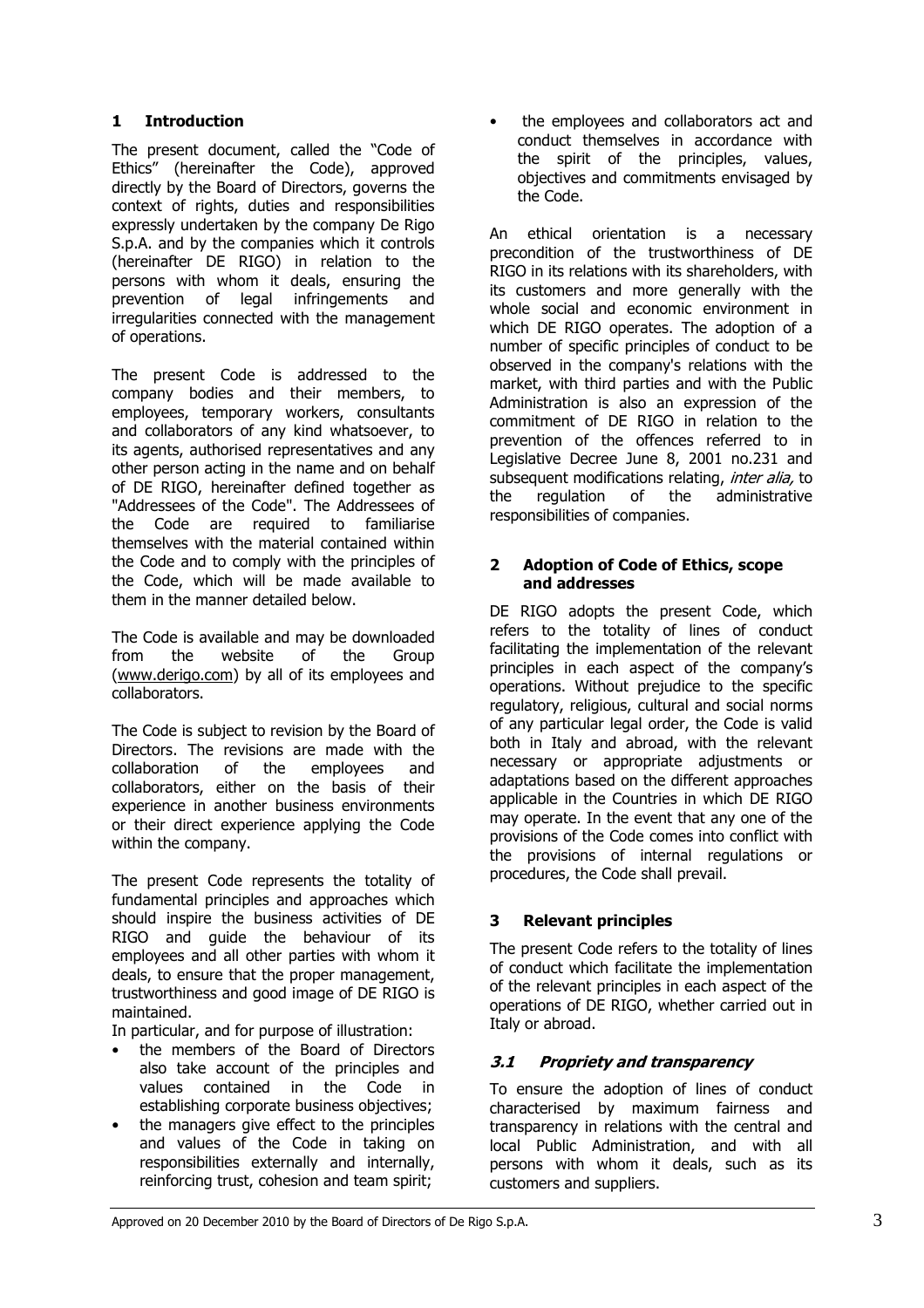## 1 Introduction

The present document, called the "Code of Ethics" (hereinafter the Code), approved directly by the Board of Directors, governs the context of rights, duties and responsibilities expressly undertaken by the company De Rigo S.p.A. and by the companies which it controls (hereinafter DE RIGO) in relation to the persons with whom it deals, ensuring the prevention of legal infringements and irregularities connected with the management of operations.

The present Code is addressed to the company bodies and their members, to employees, temporary workers, consultants and collaborators of any kind whatsoever, to its agents, authorised representatives and any other person acting in the name and on behalf of DE RIGO, hereinafter defined together as "Addressees of the Code". The Addressees of the Code are required to familiarise themselves with the material contained within the Code and to comply with the principles of the Code, which will be made available to them in the manner detailed below.

The Code is available and may be downloaded from the website of the Group (www.derigo.com) by all of its employees and collaborators.

The Code is subject to revision by the Board of Directors. The revisions are made with the collaboration of the employees and collaborators, either on the basis of their experience in another business environments or their direct experience applying the Code within the company.

The present Code represents the totality of fundamental principles and approaches which should inspire the business activities of DE RIGO and guide the behaviour of its employees and all other parties with whom it deals, to ensure that the proper management, trustworthiness and good image of DE RIGO is maintained.

In particular, and for purpose of illustration:

- the members of the Board of Directors also take account of the principles and values contained in the Code in establishing corporate business objectives;
- the managers give effect to the principles and values of the Code in taking on responsibilities externally and internally, reinforcing trust, cohesion and team spirit;
- the employees and collaborators act and conduct themselves in accordance with the spirit of the principles, values, objectives and commitments envisaged by the Code.

An ethical orientation is a necessary precondition of the trustworthiness of DE RIGO in its relations with its shareholders, with its customers and more generally with the whole social and economic environment in which DE RIGO operates. The adoption of a number of specific principles of conduct to be observed in the company's relations with the market, with third parties and with the Public Administration is also an expression of the commitment of DE RIGO in relation to the prevention of the offences referred to in Legislative Decree June 8, 2001 no.231 and subsequent modifications relating, *inter alia,* to the regulation of the administrative responsibilities of companies.

## 2 Adoption of Code of Ethics, scope and addresses

DE RIGO adopts the present Code, which refers to the totality of lines of conduct facilitating the implementation of the relevant principles in each aspect of the company's operations. Without prejudice to the specific regulatory, religious, cultural and social norms of any particular legal order, the Code is valid both in Italy and abroad, with the relevant necessary or appropriate adjustments or adaptations based on the different approaches applicable in the Countries in which DE RIGO may operate. In the event that any one of the provisions of the Code comes into conflict with the provisions of internal regulations or procedures, the Code shall prevail.

## 3 Relevant principles

The present Code refers to the totality of lines of conduct which facilitate the implementation of the relevant principles in each aspect of the operations of DE RIGO, whether carried out in Italy or abroad.

### *3.1 Propriety and transparency*

To ensure the adoption of lines of conduct characterised by maximum fairness and transparency in relations with the central and local Public Administration, and with all persons with whom it deals, such as its customers and suppliers.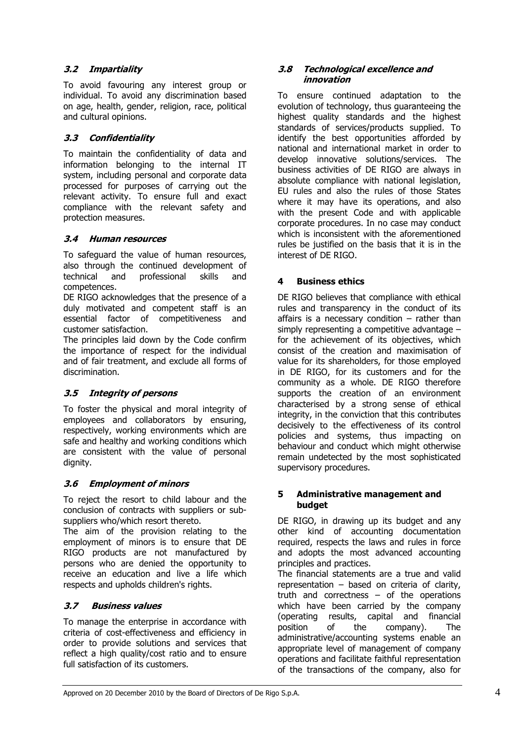### *3.2 Impartiality*

To avoid favouring any interest group or individual. To avoid any discrimination based on age, health, gender, religion, race, political and cultural opinions.

### *3.3 Confidentiality*

To maintain the confidentiality of data and information belonging to the internal IT system, including personal and corporate data processed for purposes of carrying out the relevant activity. To ensure full and exact compliance with the relevant safety and protection measures.

### *3.4 Human resources*

To safeguard the value of human resources, also through the continued development of technical and professional skills and competences.

DE RIGO acknowledges that the presence of a duly motivated and competent staff is an essential factor of competitiveness and customer satisfaction.

The principles laid down by the Code confirm the importance of respect for the individual and of fair treatment, and exclude all forms of discrimination.

### *3.5 Integrity of persons*

To foster the physical and moral integrity of employees and collaborators by ensuring, respectively, working environments which are safe and healthy and working conditions which are consistent with the value of personal dignity.

### *3.6 Employment of minors*

To reject the resort to child labour and the conclusion of contracts with suppliers or sub-suppliers who/which resort thereto.

The aim of the provision relating to the employment of minors is to ensure that DE RIGO products are not manufactured by persons who are denied the opportunity to receive an education and live a life which respects and upholds children's rights.

### *3.7 Business values*

To manage the enterprise in accordance with criteria of cost-effectiveness and efficiency in order to provide solutions and services that reflect a high quality/cost ratio and to ensure full satisfaction of its customers.

### *3.8 Technological excellence and innovation*

To ensure continued adaptation to the evolution of technology, thus guaranteeing the highest quality standards and the highest standards of services/products supplied. To identify the best opportunities afforded by national and international market in order to develop innovative solutions/services. The business activities of DE RIGO are always in absolute compliance with national legislation, EU rules and also the rules of those States where it may have its operations, and also with the present Code and with applicable corporate procedures. In no case may conduct which is inconsistent with the aforementioned rules be justified on the basis that it is in the interest of DE RIGO.

## 4 Business ethics

DE RIGO believes that compliance with ethical rules and transparency in the conduct of its affairs is a necessary condition – rather than simply representing a competitive advantage – for the achievement of its objectives, which consist of the creation and maximisation of value for its shareholders, for those employed in DE RIGO, for its customers and for the community as a whole. DE RIGO therefore supports the creation of an environment characterised by a strong sense of ethical integrity, in the conviction that this contributes decisively to the effectiveness of its control policies and systems, thus impacting on behaviour and conduct which might otherwise remain undetected by the most sophisticated supervisory procedures.

## 5 Administrative management and budget

DE RIGO, in drawing up its budget and any other kind of accounting documentation required, respects the laws and rules in force and adopts the most advanced accounting principles and practices.

The financial statements are a true and valid representation – based on criteria of clarity, truth and correctness – of the operations which have been carried by the company (operating results, capital and financial position of the company). The administrative/accounting systems enable an appropriate level of management of company operations and facilitate faithful representation of the transactions of the company, also for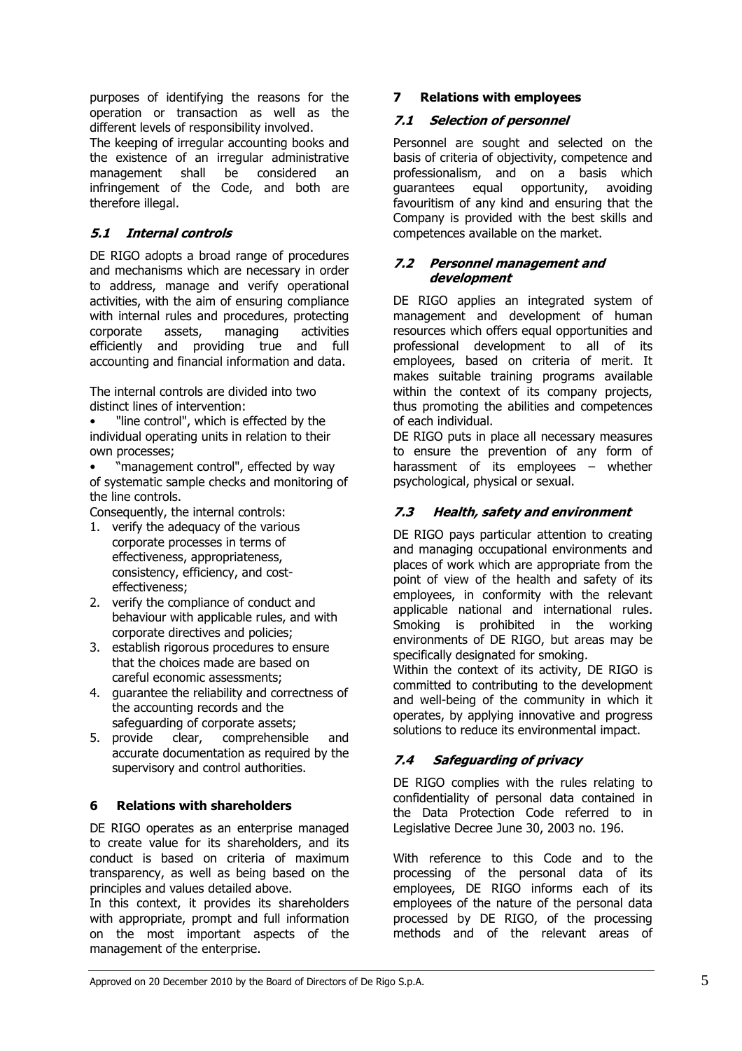purposes of identifying the reasons for the operation or transaction as well as the different levels of responsibility involved.

The keeping of irregular accounting books and the existence of an irregular administrative management shall be considered an infringement of the Code, and both are therefore illegal.

### *5.1 Internal controls*

DE RIGO adopts a broad range of procedures and mechanisms which are necessary in order to address, manage and verify operational activities, with the aim of ensuring compliance with internal rules and procedures, protecting corporate assets, managing activities efficiently and providing true and full accounting and financial information and data.

The internal controls are divided into two distinct lines of intervention:

- "line control", which is effected by the individual operating units in relation to their own processes;
- "management control", effected by way of systematic sample checks and monitoring of the line controls.

Consequently, the internal controls:

1. verify the adequacy of the various corporate processes in terms of effectiveness, appropriateness, consistency, efficiency, and cost-effectiveness;
2. verify the compliance of conduct and behaviour with applicable rules, and with corporate directives and policies;
3. establish rigorous procedures to ensure that the choices made are based on careful economic assessments;
4. guarantee the reliability and correctness of the accounting records and the safeguarding of corporate assets;
5. provide clear, comprehensible and accurate documentation as required by the supervisory and control authorities.

## 6 Relations with shareholders

DE RIGO operates as an enterprise managed to create value for its shareholders, and its conduct is based on criteria of maximum transparency, as well as being based on the principles and values detailed above.

In this context, it provides its shareholders with appropriate, prompt and full information on the most important aspects of the management of the enterprise.

## 7 Relations with employees

### *7.1 Selection of personnel*

Personnel are sought and selected on the basis of criteria of objectivity, competence and professionalism, and on a basis which guarantees equal opportunity, avoiding favouritism of any kind and ensuring that the Company is provided with the best skills and competences available on the market.

### *7.2 Personnel management and development*

DE RIGO applies an integrated system of management and development of human resources which offers equal opportunities and professional development to all of its employees, based on criteria of merit. It makes suitable training programs available within the context of its company projects, thus promoting the abilities and competences of each individual.

DE RIGO puts in place all necessary measures to ensure the prevention of any form of harassment of its employees – whether psychological, physical or sexual.

### *7.3 Health, safety and environment*

DE RIGO pays particular attention to creating and managing occupational environments and places of work which are appropriate from the point of view of the health and safety of its employees, in conformity with the relevant applicable national and international rules. Smoking is prohibited in the working environments of DE RIGO, but areas may be specifically designated for smoking.

Within the context of its activity, DE RIGO is committed to contributing to the development and well-being of the community in which it operates, by applying innovative and progress solutions to reduce its environmental impact.

### *7.4 Safeguarding of privacy*

DE RIGO complies with the rules relating to confidentiality of personal data contained in the Data Protection Code referred to in Legislative Decree June 30, 2003 no. 196.

With reference to this Code and to the processing of the personal data of its employees, DE RIGO informs each of its employees of the nature of the personal data processed by DE RIGO, of the processing methods and of the relevant areas of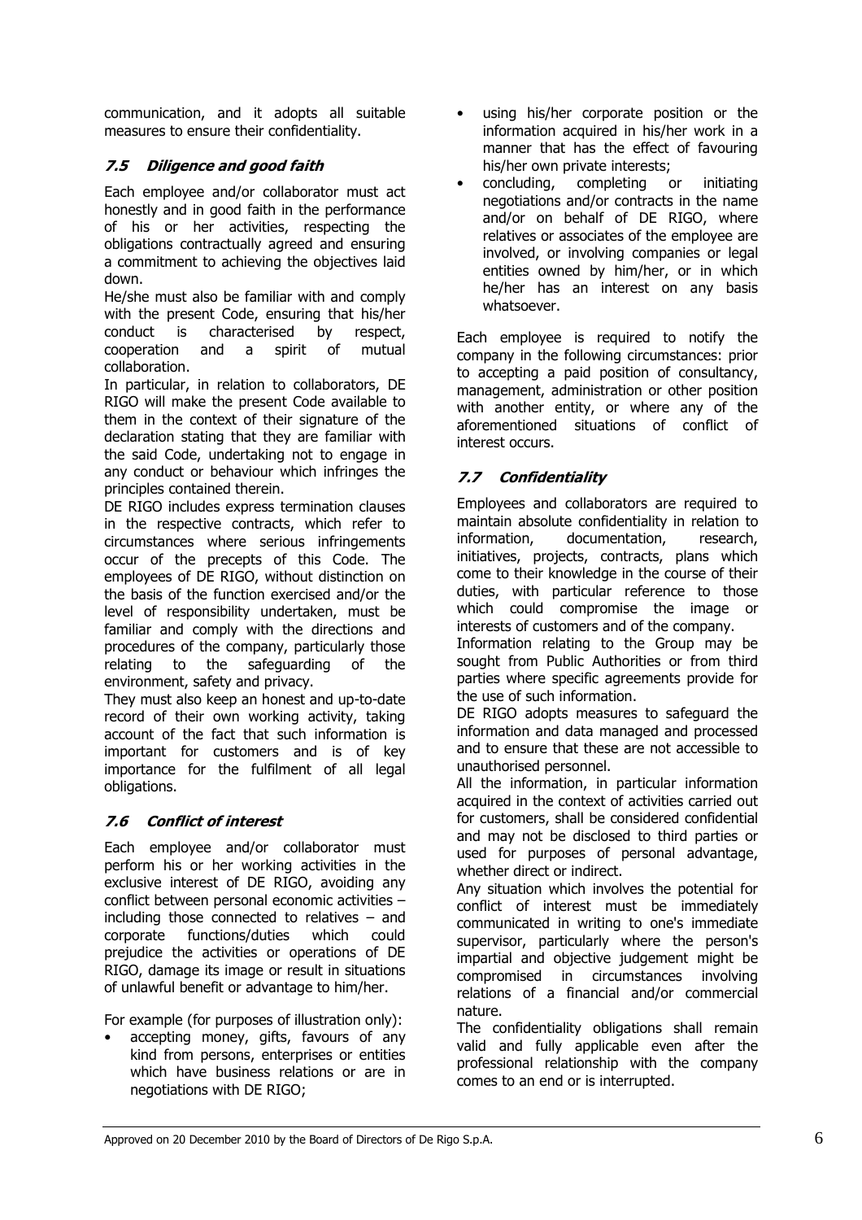communication, and it adopts all suitable measures to ensure their confidentiality.

### *7.5 Diligence and good faith*

Each employee and/or collaborator must act honestly and in good faith in the performance of his or her activities, respecting the obligations contractually agreed and ensuring a commitment to achieving the objectives laid down.

He/she must also be familiar with and comply with the present Code, ensuring that his/her conduct is characterised by respect, cooperation and a spirit of mutual collaboration.

In particular, in relation to collaborators, DE RIGO will make the present Code available to them in the context of their signature of the declaration stating that they are familiar with the said Code, undertaking not to engage in any conduct or behaviour which infringes the principles contained therein.

DE RIGO includes express termination clauses in the respective contracts, which refer to circumstances where serious infringements occur of the precepts of this Code. The employees of DE RIGO, without distinction on the basis of the function exercised and/or the level of responsibility undertaken, must be familiar and comply with the directions and procedures of the company, particularly those relating to the safeguarding of the environment, safety and privacy.

They must also keep an honest and up-to-date record of their own working activity, taking account of the fact that such information is important for customers and is of key importance for the fulfilment of all legal obligations.

### *7.6 Conflict of interest*

Each employee and/or collaborator must perform his or her working activities in the exclusive interest of DE RIGO, avoiding any conflict between personal economic activities – including those connected to relatives – and corporate functions/duties which could prejudice the activities or operations of DE RIGO, damage its image or result in situations of unlawful benefit or advantage to him/her.

For example (for purposes of illustration only):

- accepting money, gifts, favours of any kind from persons, enterprises or entities which have business relations or are in negotiations with DE RIGO;
- using his/her corporate position or the information acquired in his/her work in a manner that has the effect of favouring his/her own private interests;
- concluding, completing or initiating negotiations and/or contracts in the name and/or on behalf of DE RIGO, where relatives or associates of the employee are involved, or involving companies or legal entities owned by him/her, or in which he/her has an interest on any basis whatsoever.

Each employee is required to notify the company in the following circumstances: prior to accepting a paid position of consultancy, management, administration or other position with another entity, or where any of the aforementioned situations of conflict of interest occurs.

### *7.7 Confidentiality*

Employees and collaborators are required to maintain absolute confidentiality in relation to information, documentation, research, initiatives, projects, contracts, plans which come to their knowledge in the course of their duties, with particular reference to those which could compromise the image or interests of customers and of the company.

Information relating to the Group may be sought from Public Authorities or from third parties where specific agreements provide for the use of such information.

DE RIGO adopts measures to safeguard the information and data managed and processed and to ensure that these are not accessible to unauthorised personnel.

All the information, in particular information acquired in the context of activities carried out for customers, shall be considered confidential and may not be disclosed to third parties or used for purposes of personal advantage, whether direct or indirect.

Any situation which involves the potential for conflict of interest must be immediately communicated in writing to one's immediate supervisor, particularly where the person's impartial and objective judgement might be compromised in circumstances involving relations of a financial and/or commercial nature.

The confidentiality obligations shall remain valid and fully applicable even after the professional relationship with the company comes to an end or is interrupted.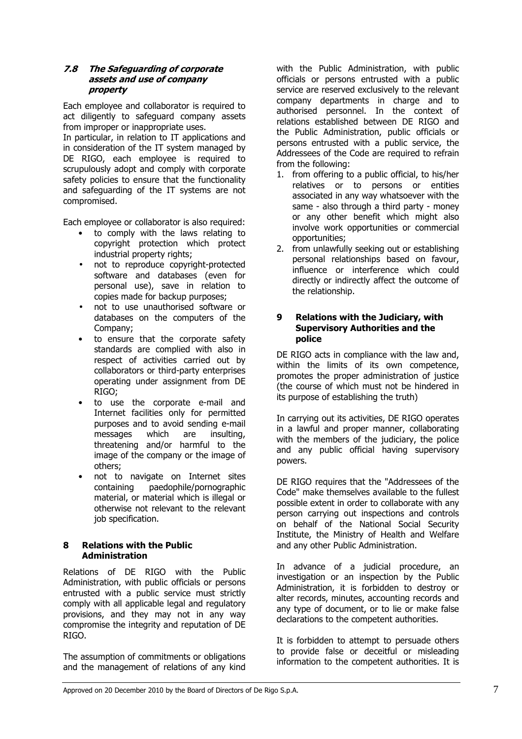### 7.8 The Safeguarding of corporate assets and use of company property

Each employee and collaborator is required to act diligently to safeguard company assets from improper or inappropriate uses.
In particular, in relation to IT applications and in consideration of the IT system managed by DE RIGO, each employee is required to scrupulously adopt and comply with corporate safety policies to ensure that the functionality and safeguarding of the IT systems are not compromised.

Each employee or collaborator is also required:

- to comply with the laws relating to copyright protection which protect industrial property rights;
- not to reproduce copyright-protected software and databases (even for personal use), save in relation to copies made for backup purposes;
- not to use unauthorised software or databases on the computers of the Company;
- to ensure that the corporate safety standards are complied with also in respect of activities carried out by collaborators or third-party enterprises operating under assignment from DE RIGO;
- to use the corporate e-mail and Internet facilities only for permitted purposes and to avoid sending e-mail messages which are insulting, threatening and/or harmful to the image of the company or the image of others;
- not to navigate on Internet sites containing paedophile/pornographic material, or material which is illegal or otherwise not relevant to the relevant job specification.

## 8 Relations with the Public Administration

Relations of DE RIGO with the Public Administration, with public officials or persons entrusted with a public service must strictly comply with all applicable legal and regulatory provisions, and they may not in any way compromise the integrity and reputation of DE RIGO.

The assumption of commitments or obligations and the management of relations of any kind with the Public Administration, with public officials or persons entrusted with a public service are reserved exclusively to the relevant company departments in charge and to authorised personnel. In the context of relations established between DE RIGO and the Public Administration, public officials or persons entrusted with a public service, the Addressees of the Code are required to refrain from the following:

1. from offering to a public official, to his/her relatives or to persons or entities associated in any way whatsoever with the same - also through a third party - money or any other benefit which might also involve work opportunities or commercial opportunities;
2. from unlawfully seeking out or establishing personal relationships based on favour, influence or interference which could directly or indirectly affect the outcome of the relationship.

## 9 Relations with the Judiciary, with Supervisory Authorities and the police

DE RIGO acts in compliance with the law and, within the limits of its own competence, promotes the proper administration of justice (the course of which must not be hindered in its purpose of establishing the truth)

In carrying out its activities, DE RIGO operates in a lawful and proper manner, collaborating with the members of the judiciary, the police and any public official having supervisory powers.

DE RIGO requires that the "Addressees of the Code" make themselves available to the fullest possible extent in order to collaborate with any person carrying out inspections and controls on behalf of the National Social Security Institute, the Ministry of Health and Welfare and any other Public Administration.

In advance of a judicial procedure, an investigation or an inspection by the Public Administration, it is forbidden to destroy or alter records, minutes, accounting records and any type of document, or to lie or make false declarations to the competent authorities.

It is forbidden to attempt to persuade others to provide false or deceitful or misleading information to the competent authorities. It is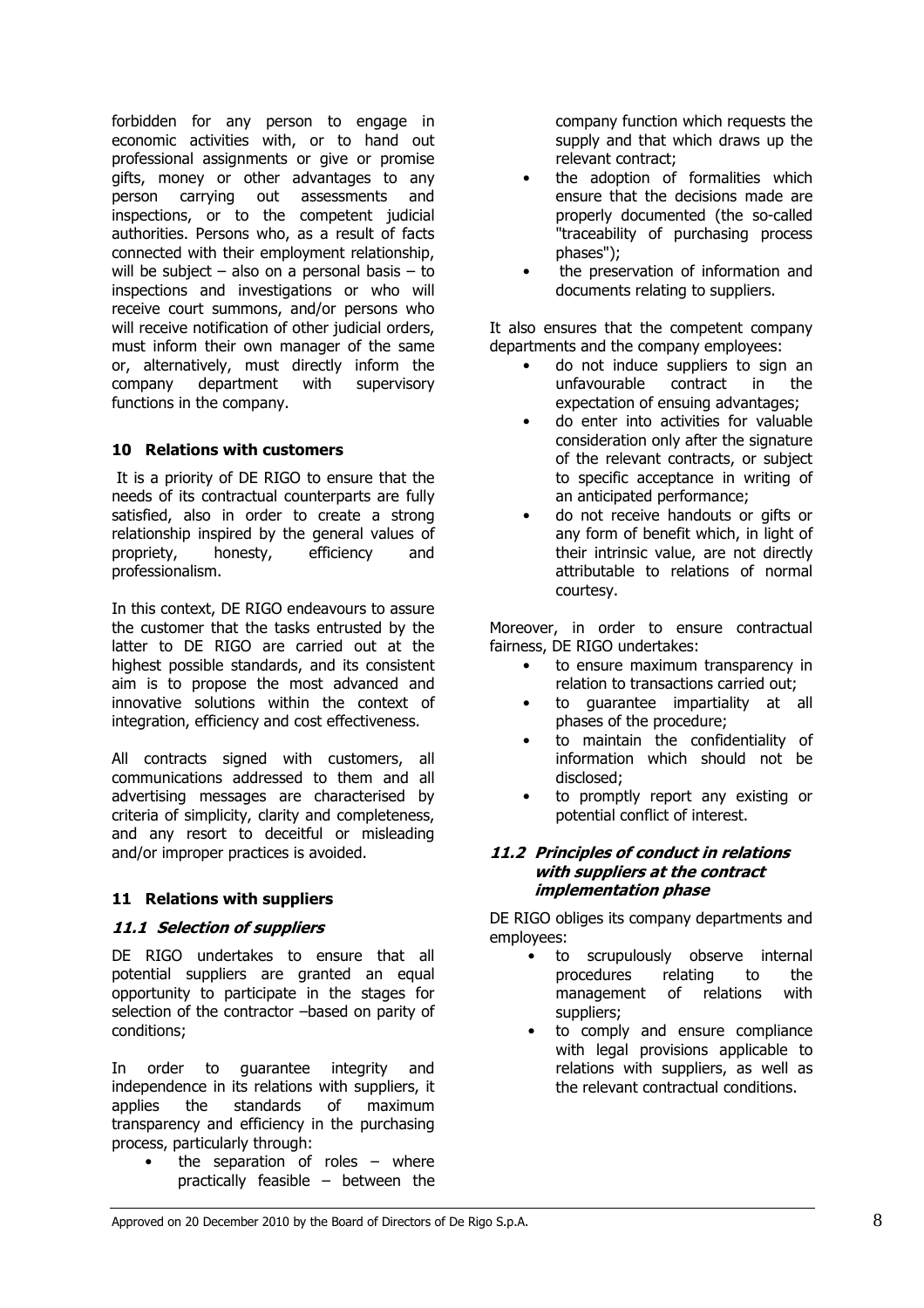forbidden for any person to engage in economic activities with, or to hand out professional assignments or give or promise gifts, money or other advantages to any person carrying out assessments and inspections, or to the competent judicial authorities. Persons who, as a result of facts connected with their employment relationship, will be subject – also on a personal basis – to inspections and investigations or who will receive court summons, and/or persons who will receive notification of other judicial orders, must inform their own manager of the same or, alternatively, must directly inform the company department with supervisory functions in the company.

## 10 Relations with customers

It is a priority of DE RIGO to ensure that the needs of its contractual counterparts are fully satisfied, also in order to create a strong relationship inspired by the general values of propriety, honesty, efficiency and professionalism.

In this context, DE RIGO endeavours to assure the customer that the tasks entrusted by the latter to DE RIGO are carried out at the highest possible standards, and its consistent aim is to propose the most advanced and innovative solutions within the context of integration, efficiency and cost effectiveness.

All contracts signed with customers, all communications addressed to them and all advertising messages are characterised by criteria of simplicity, clarity and completeness, and any resort to deceitful or misleading and/or improper practices is avoided.

## 11 Relations with suppliers

### *11.1 Selection of suppliers*

DE RIGO undertakes to ensure that all potential suppliers are granted an equal opportunity to participate in the stages for selection of the contractor –based on parity of conditions;

In order to guarantee integrity and independence in its relations with suppliers, it applies the standards of maximum transparency and efficiency in the purchasing process, particularly through:

- the separation of roles – where practically feasible – between the company function which requests the supply and that which draws up the relevant contract;
- the adoption of formalities which ensure that the decisions made are properly documented (the so-called "traceability of purchasing process phases");
- the preservation of information and documents relating to suppliers.

It also ensures that the competent company departments and the company employees:

- do not induce suppliers to sign an unfavourable contract in the expectation of ensuing advantages;
- do enter into activities for valuable consideration only after the signature of the relevant contracts, or subject to specific acceptance in writing of an anticipated performance;
- do not receive handouts or gifts or any form of benefit which, in light of their intrinsic value, are not directly attributable to relations of normal courtesy.

Moreover, in order to ensure contractual fairness, DE RIGO undertakes:

- to ensure maximum transparency in relation to transactions carried out;
- to guarantee impartiality at all phases of the procedure;
- to maintain the confidentiality of information which should not be disclosed;
- to promptly report any existing or potential conflict of interest.

### *11.2 Principles of conduct in relations with suppliers at the contract implementation phase*

DE RIGO obliges its company departments and employees:

- to scrupulously observe internal procedures relating to the management of relations with suppliers;
- to comply and ensure compliance with legal provisions applicable to relations with suppliers, as well as the relevant contractual conditions.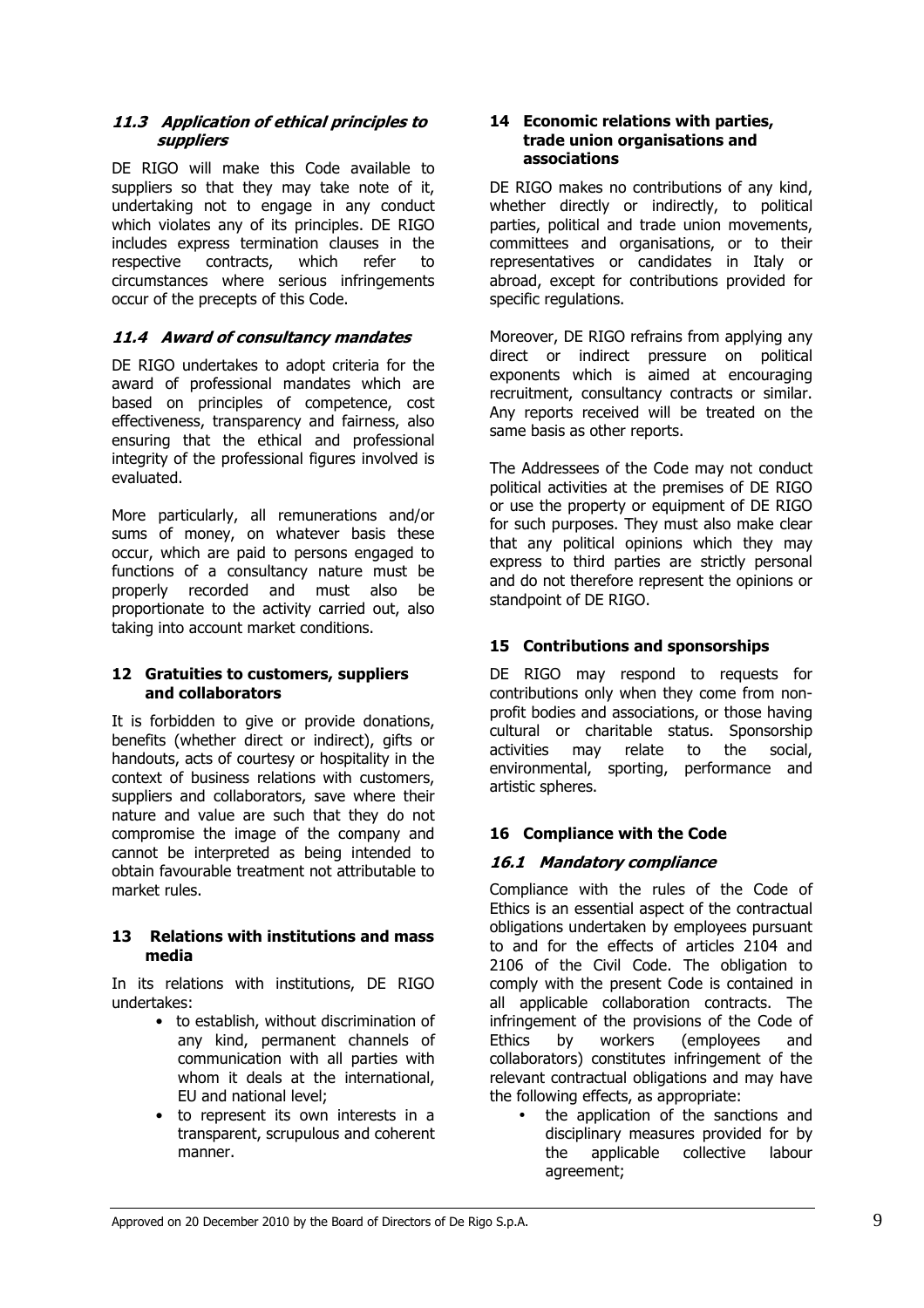### *11.3 Application of ethical principles to suppliers*

DE RIGO will make this Code available to suppliers so that they may take note of it, undertaking not to engage in any conduct which violates any of its principles. DE RIGO includes express termination clauses in the respective contracts, which refer to circumstances where serious infringements occur of the precepts of this Code.

### *11.4 Award of consultancy mandates*

DE RIGO undertakes to adopt criteria for the award of professional mandates which are based on principles of competence, cost effectiveness, transparency and fairness, also ensuring that the ethical and professional integrity of the professional figures involved is evaluated.

More particularly, all remunerations and/or sums of money, on whatever basis these occur, which are paid to persons engaged to functions of a consultancy nature must be properly recorded and must also be proportionate to the activity carried out, also taking into account market conditions.

## 12 Gratuities to customers, suppliers and collaborators

It is forbidden to give or provide donations, benefits (whether direct or indirect), gifts or handouts, acts of courtesy or hospitality in the context of business relations with customers, suppliers and collaborators, save where their nature and value are such that they do not compromise the image of the company and cannot be interpreted as being intended to obtain favourable treatment not attributable to market rules.

## 13 Relations with institutions and mass media

In its relations with institutions, DE RIGO undertakes:

- to establish, without discrimination of any kind, permanent channels of communication with all parties with whom it deals at the international, EU and national level;
- to represent its own interests in a transparent, scrupulous and coherent manner.

## 14 Economic relations with parties, trade union organisations and associations

DE RIGO makes no contributions of any kind, whether directly or indirectly, to political parties, political and trade union movements, committees and organisations, or to their representatives or candidates in Italy or abroad, except for contributions provided for specific regulations.

Moreover, DE RIGO refrains from applying any direct or indirect pressure on political exponents which is aimed at encouraging recruitment, consultancy contracts or similar. Any reports received will be treated on the same basis as other reports.

The Addressees of the Code may not conduct political activities at the premises of DE RIGO or use the property or equipment of DE RIGO for such purposes. They must also make clear that any political opinions which they may express to third parties are strictly personal and do not therefore represent the opinions or standpoint of DE RIGO.

## 15 Contributions and sponsorships

DE RIGO may respond to requests for contributions only when they come from non-profit bodies and associations, or those having cultural or charitable status. Sponsorship activities may relate to the social, environmental, sporting, performance and artistic spheres.

## 16 Compliance with the Code

### *16.1 Mandatory compliance*

Compliance with the rules of the Code of Ethics is an essential aspect of the contractual obligations undertaken by employees pursuant to and for the effects of articles 2104 and 2106 of the Civil Code. The obligation to comply with the present Code is contained in all applicable collaboration contracts. The infringement of the provisions of the Code of Ethics by workers (employees and collaborators) constitutes infringement of the relevant contractual obligations and may have the following effects, as appropriate:

- the application of the sanctions and disciplinary measures provided for by the applicable collective labour agreement;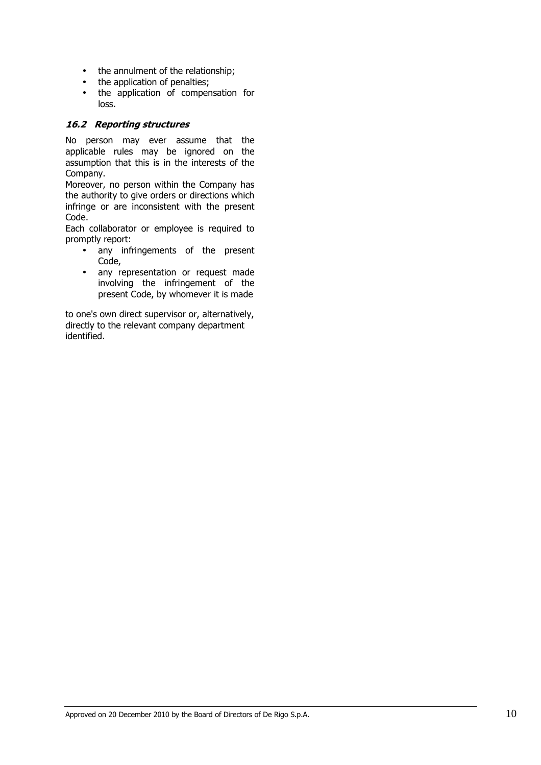- the annulment of the relationship;
- the application of penalties;
- the application of compensation for loss.

### *16.2 Reporting structures*

No person may ever assume that the applicable rules may be ignored on the assumption that this is in the interests of the Company.

Moreover, no person within the Company has the authority to give orders or directions which infringe or are inconsistent with the present Code.

Each collaborator or employee is required to promptly report:

- any infringements of the present Code,
- any representation or request made involving the infringement of the present Code, by whomever it is made

to one's own direct supervisor or, alternatively, directly to the relevant company department identified.